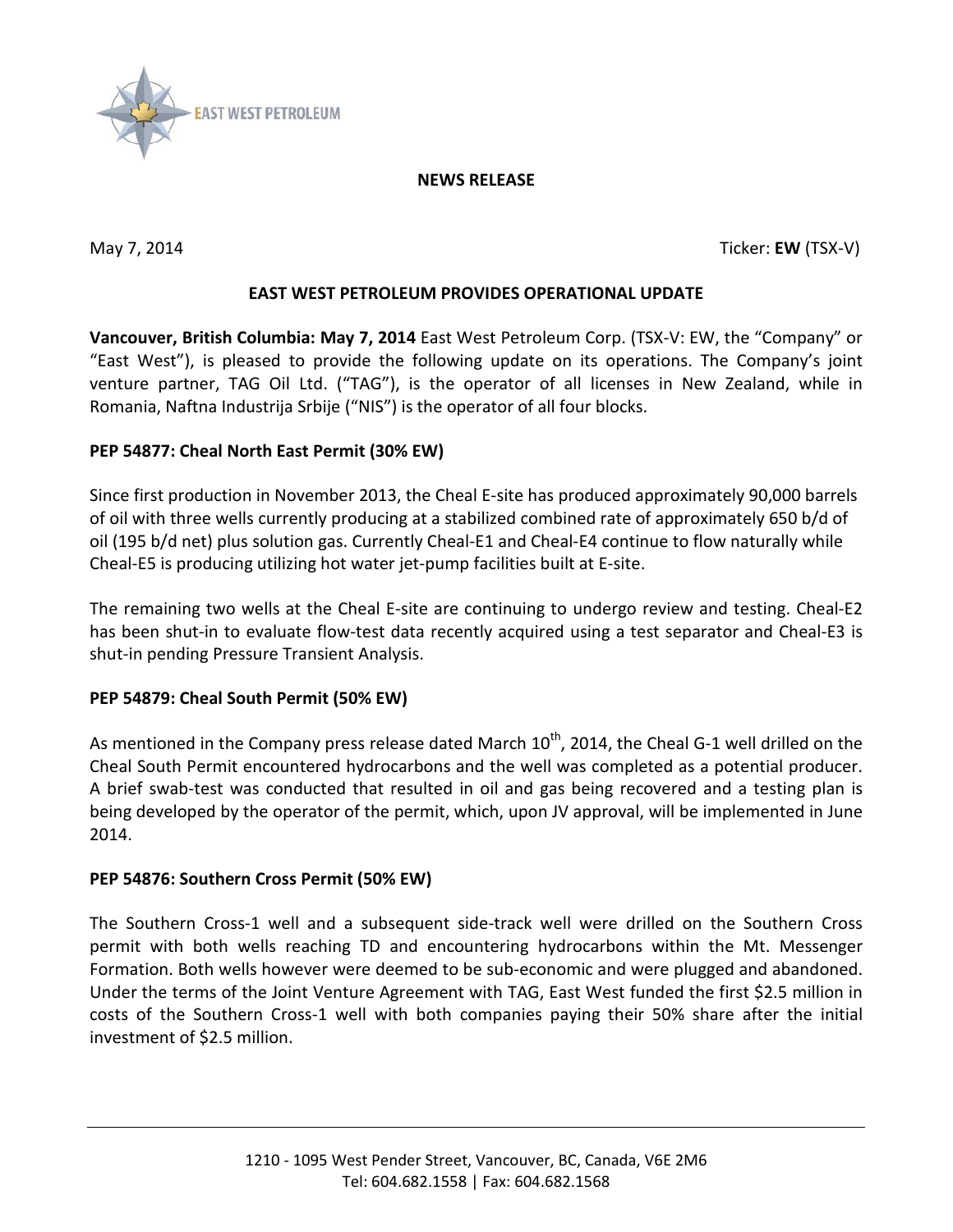EAST WEST PETROLEUM

**NEWS RELEASE**

May 7, 2014 Ticker: **EW** (TSX-V)

## EAST WEST PETROLEUM PROVIDES OPERATIONAL UPDATE

**Vancouver, British Columbia: May 7, 2014** East West Petroleum Corp. (TSX-V: EW, the "Company" or "East West"), is pleased to provide the following update on its operations. The Company's joint venture partner, TAG Oil Ltd. ("TAG"), is the operator of all licenses in New Zealand, while in Romania, Naftna Industrija Srbije ("NIS") is the operator of all four blocks.

### PEP 54877: Cheal North East Permit (30% EW)

Since first production in November 2013, the Cheal E-site has produced approximately 90,000 barrels of oil with three wells currently producing at a stabilized combined rate of approximately 650 b/d of oil (195 b/d net) plus solution gas. Currently Cheal-E1 and Cheal-E4 continue to flow naturally while Cheal-E5 is producing utilizing hot water jet-pump facilities built at E-site.

The remaining two wells at the Cheal E-site are continuing to undergo review and testing. Cheal-E2 has been shut-in to evaluate flow-test data recently acquired using a test separator and Cheal-E3 is shut-in pending Pressure Transient Analysis.

### PEP 54879: Cheal South Permit (50% EW)

As mentioned in the Company press release dated March 10th, 2014, the Cheal G-1 well drilled on the Cheal South Permit encountered hydrocarbons and the well was completed as a potential producer. A brief swab-test was conducted that resulted in oil and gas being recovered and a testing plan is being developed by the operator of the permit, which, upon JV approval, will be implemented in June 2014.

### PEP 54876: Southern Cross Permit (50% EW)

The Southern Cross-1 well and a subsequent side-track well were drilled on the Southern Cross permit with both wells reaching TD and encountering hydrocarbons within the Mt. Messenger Formation. Both wells however were deemed to be sub-economic and were plugged and abandoned. Under the terms of the Joint Venture Agreement with TAG, East West funded the first $2.5 million in costs of the Southern Cross-1 well with both companies paying their 50% share after the initial investment of $2.5 million.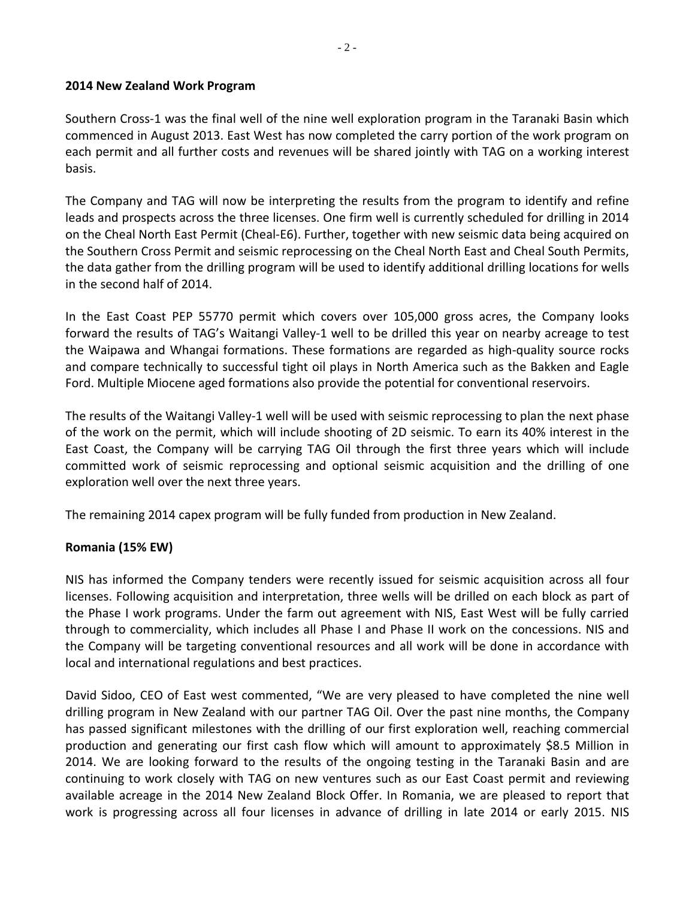**2014 New Zealand Work Program**

Southern Cross-1 was the final well of the nine well exploration program in the Taranaki Basin which commenced in August 2013. East West has now completed the carry portion of the work program on each permit and all further costs and revenues will be shared jointly with TAG on a working interest basis.

The Company and TAG will now be interpreting the results from the program to identify and refine leads and prospects across the three licenses. One firm well is currently scheduled for drilling in 2014 on the Cheal North East Permit (Cheal-E6). Further, together with new seismic data being acquired on the Southern Cross Permit and seismic reprocessing on the Cheal North East and Cheal South Permits, the data gather from the drilling program will be used to identify additional drilling locations for wells in the second half of 2014.

In the East Coast PEP 55770 permit which covers over 105,000 gross acres, the Company looks forward the results of TAG's Waitangi Valley-1 well to be drilled this year on nearby acreage to test the Waipawa and Whangai formations. These formations are regarded as high-quality source rocks and compare technically to successful tight oil plays in North America such as the Bakken and Eagle Ford. Multiple Miocene aged formations also provide the potential for conventional reservoirs.

The results of the Waitangi Valley-1 well will be used with seismic reprocessing to plan the next phase of the work on the permit, which will include shooting of 2D seismic. To earn its 40% interest in the East Coast, the Company will be carrying TAG Oil through the first three years which will include committed work of seismic reprocessing and optional seismic acquisition and the drilling of one exploration well over the next three years.

The remaining 2014 capex program will be fully funded from production in New Zealand.

**Romania (15% EW)**

NIS has informed the Company tenders were recently issued for seismic acquisition across all four licenses. Following acquisition and interpretation, three wells will be drilled on each block as part of the Phase I work programs. Under the farm out agreement with NIS, East West will be fully carried through to commerciality, which includes all Phase I and Phase II work on the concessions. NIS and the Company will be targeting conventional resources and all work will be done in accordance with local and international regulations and best practices.

David Sidoo, CEO of East west commented, "We are very pleased to have completed the nine well drilling program in New Zealand with our partner TAG Oil. Over the past nine months, the Company has passed significant milestones with the drilling of our first exploration well, reaching commercial production and generating our first cash flow which will amount to approximately $8.5 Million in 2014. We are looking forward to the results of the ongoing testing in the Taranaki Basin and are continuing to work closely with TAG on new ventures such as our East Coast permit and reviewing available acreage in the 2014 New Zealand Block Offer. In Romania, we are pleased to report that work is progressing across all four licenses in advance of drilling in late 2014 or early 2015. NIS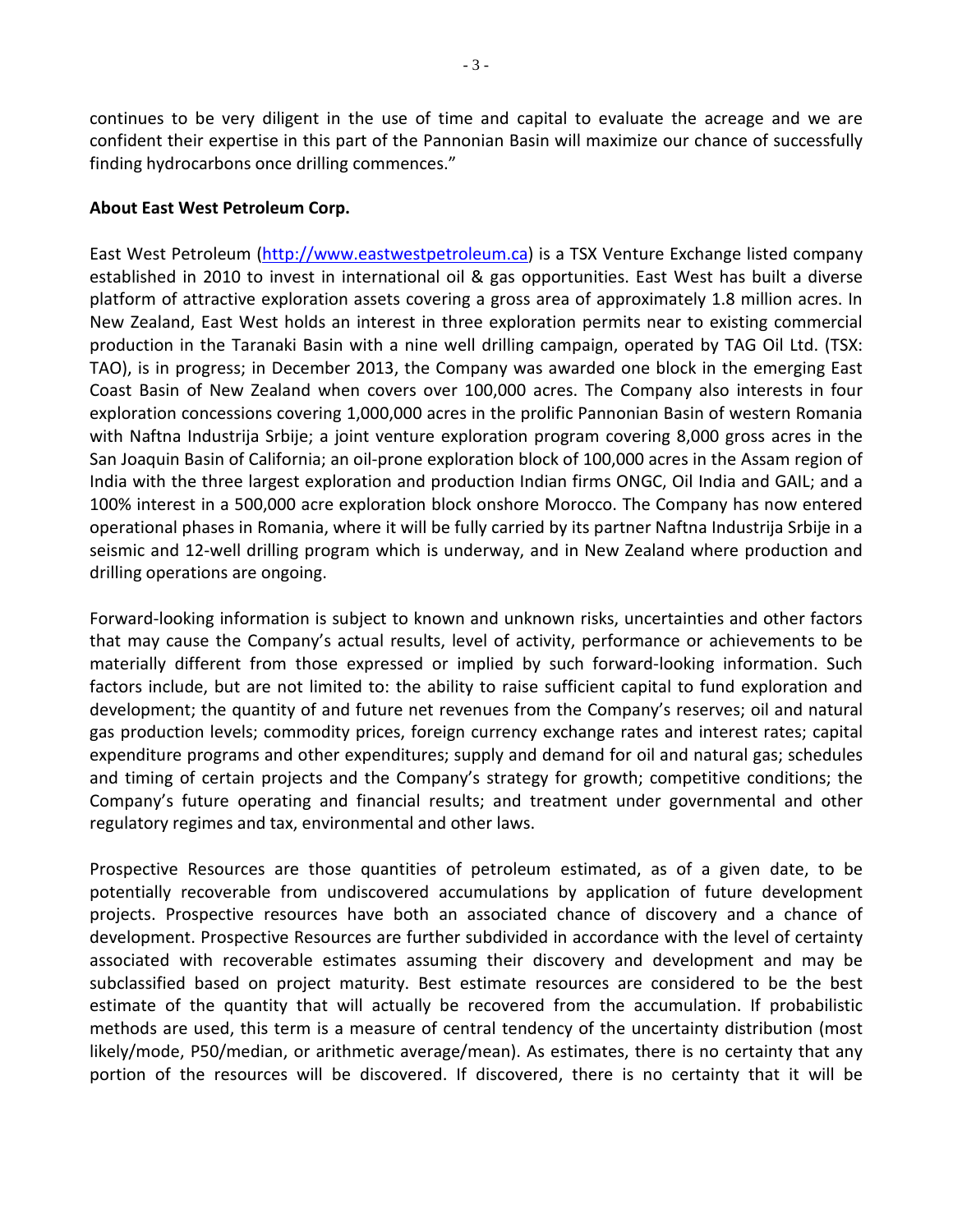continues to be very diligent in the use of time and capital to evaluate the acreage and we are confident their expertise in this part of the Pannonian Basin will maximize our chance of successfully finding hydrocarbons once drilling commences."

**About East West Petroleum Corp.**

East West Petroleum (http://www.eastwestpetroleum.ca) is a TSX Venture Exchange listed company established in 2010 to invest in international oil & gas opportunities. East West has built a diverse platform of attractive exploration assets covering a gross area of approximately 1.8 million acres. In New Zealand, East West holds an interest in three exploration permits near to existing commercial production in the Taranaki Basin with a nine well drilling campaign, operated by TAG Oil Ltd. (TSX: TAO), is in progress; in December 2013, the Company was awarded one block in the emerging East Coast Basin of New Zealand when covers over 100,000 acres. The Company also interests in four exploration concessions covering 1,000,000 acres in the prolific Pannonian Basin of western Romania with Naftna Industrija Srbije; a joint venture exploration program covering 8,000 gross acres in the San Joaquin Basin of California; an oil-prone exploration block of 100,000 acres in the Assam region of India with the three largest exploration and production Indian firms ONGC, Oil India and GAIL; and a 100% interest in a 500,000 acre exploration block onshore Morocco. The Company has now entered operational phases in Romania, where it will be fully carried by its partner Naftna Industrija Srbije in a seismic and 12-well drilling program which is underway, and in New Zealand where production and drilling operations are ongoing.

Forward-looking information is subject to known and unknown risks, uncertainties and other factors that may cause the Company's actual results, level of activity, performance or achievements to be materially different from those expressed or implied by such forward-looking information. Such factors include, but are not limited to: the ability to raise sufficient capital to fund exploration and development; the quantity of and future net revenues from the Company's reserves; oil and natural gas production levels; commodity prices, foreign currency exchange rates and interest rates; capital expenditure programs and other expenditures; supply and demand for oil and natural gas; schedules and timing of certain projects and the Company's strategy for growth; competitive conditions; the Company's future operating and financial results; and treatment under governmental and other regulatory regimes and tax, environmental and other laws.

Prospective Resources are those quantities of petroleum estimated, as of a given date, to be potentially recoverable from undiscovered accumulations by application of future development projects. Prospective resources have both an associated chance of discovery and a chance of development. Prospective Resources are further subdivided in accordance with the level of certainty associated with recoverable estimates assuming their discovery and development and may be subclassified based on project maturity. Best estimate resources are considered to be the best estimate of the quantity that will actually be recovered from the accumulation. If probabilistic methods are used, this term is a measure of central tendency of the uncertainty distribution (most likely/mode, P50/median, or arithmetic average/mean). As estimates, there is no certainty that any portion of the resources will be discovered. If discovered, there is no certainty that it will be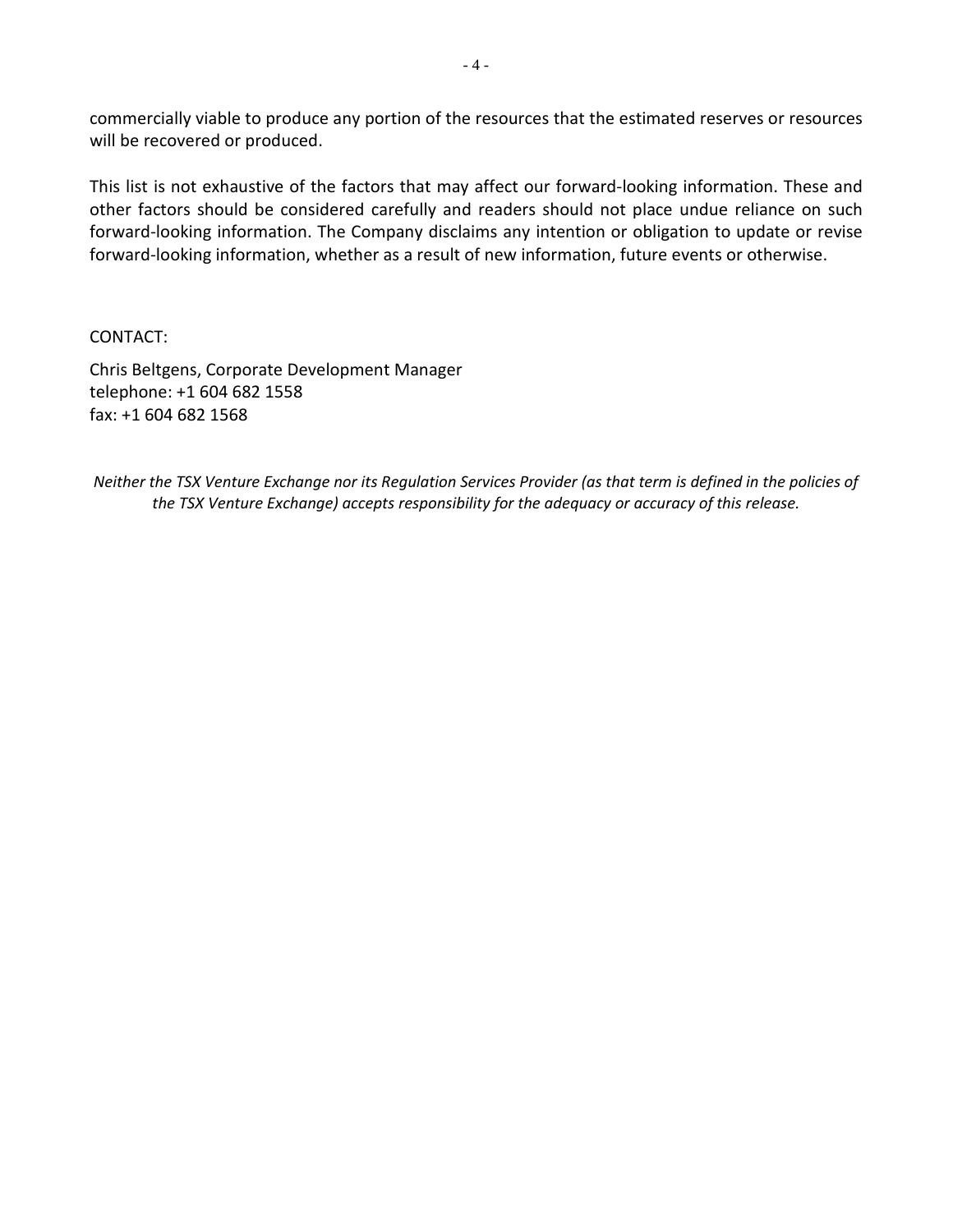commercially viable to produce any portion of the resources that the estimated reserves or resources will be recovered or produced.

This list is not exhaustive of the factors that may affect our forward-looking information. These and other factors should be considered carefully and readers should not place undue reliance on such forward-looking information. The Company disclaims any intention or obligation to update or revise forward-looking information, whether as a result of new information, future events or otherwise.

CONTACT:

Chris Beltgens, Corporate Development Manager
telephone: +1 604 682 1558
fax: +1 604 682 1568

*Neither the TSX Venture Exchange nor its Regulation Services Provider (as that term is defined in the policies of the TSX Venture Exchange) accepts responsibility for the adequacy or accuracy of this release.*